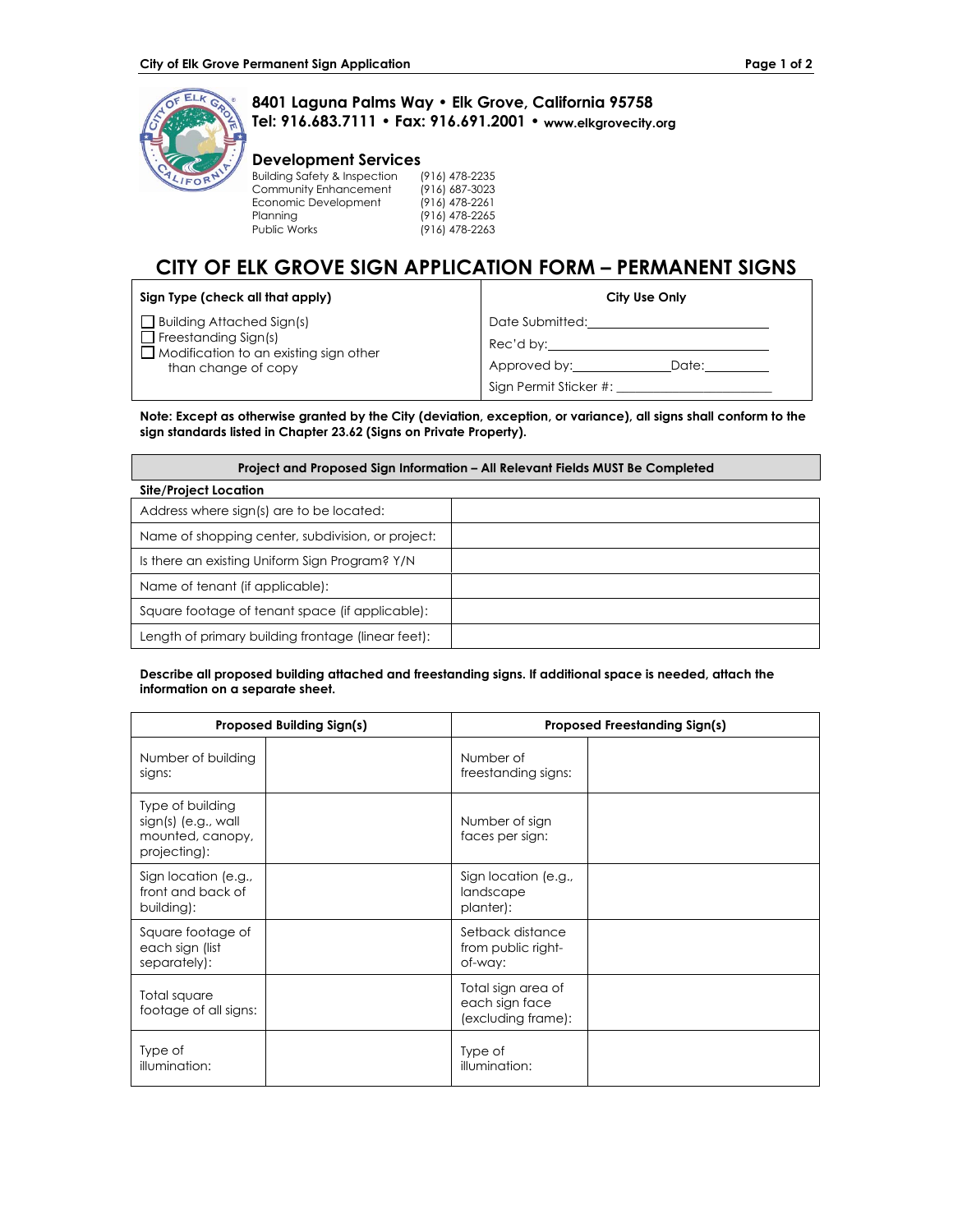**8401 Laguna Palms Way • Elk Grove, California 95758**
**Tel: 916.683.7111 • Fax: 916.691.2001 • www.elkgrovecity.org**

## Development Services

| | |
|---|---|
| Building Safety & Inspection | (916) 478-2235 |
| Community Enhancement | (916) 687-3023 |
| Economic Development | (916) 478-2261 |
| Planning | (916) 478-2265 |
| Public Works | (916) 478-2263 |

# CITY OF ELK GROVE SIGN APPLICATION FORM – PERMANENT SIGNS

| **Sign Type (check all that apply)** | **City Use Only** |
|---|---|
| ☐ Building Attached Sign(s) | Date Submitted:\_\_\_\_\_\_\_\_\_\_\_\_\_\_\_\_\_\_\_\_\_\_\_\_ |
| ☐ Freestanding Sign(s) | Rec'd by:\_\_\_\_\_\_\_\_\_\_\_\_\_\_\_\_\_\_\_\_\_\_\_\_\_\_\_\_\_\_ |
| ☐ Modification to an existing sign other than change of copy | Approved by:\_\_\_\_\_\_\_\_\_\_\_\_\_\_Date:\_\_\_\_\_\_\_\_\_\_ |
| | Sign Permit Sticker #: \_\_\_\_\_\_\_\_\_\_\_\_\_\_\_\_\_\_\_\_\_\_ |

**Note: Except as otherwise granted by the City (deviation, exception, or variance), all signs shall conform to the sign standards listed in Chapter 23.62 (Signs on Private Property).**

**Project and Proposed Sign Information – All Relevant Fields MUST Be Completed**

| **Site/Project Location** | |
|---|---|
| Address where sign(s) are to be located: | |
| Name of shopping center, subdivision, or project: | |
| Is there an existing Uniform Sign Program? Y/N | |
| Name of tenant (if applicable): | |
| Square footage of tenant space (if applicable): | |
| Length of primary building frontage (linear feet): | |

**Describe all proposed building attached and freestanding signs. If additional space is needed, attach the information on a separate sheet.**

| **Proposed Building Sign(s)** | | **Proposed Freestanding Sign(s)** | |
|---|---|---|---|
| Number of building signs: | | Number of freestanding signs: | |
| Type of building sign(s) (e.g., wall mounted, canopy, projecting): | | Number of sign faces per sign: | |
| Sign location (e.g., front and back of building): | | Sign location (e.g., landscape planter): | |
| Square footage of each sign (list separately): | | Setback distance from public right-of-way: | |
| Total square footage of all signs: | | Total sign area of each sign face (excluding frame): | |
| Type of illumination: | | Type of illumination: | |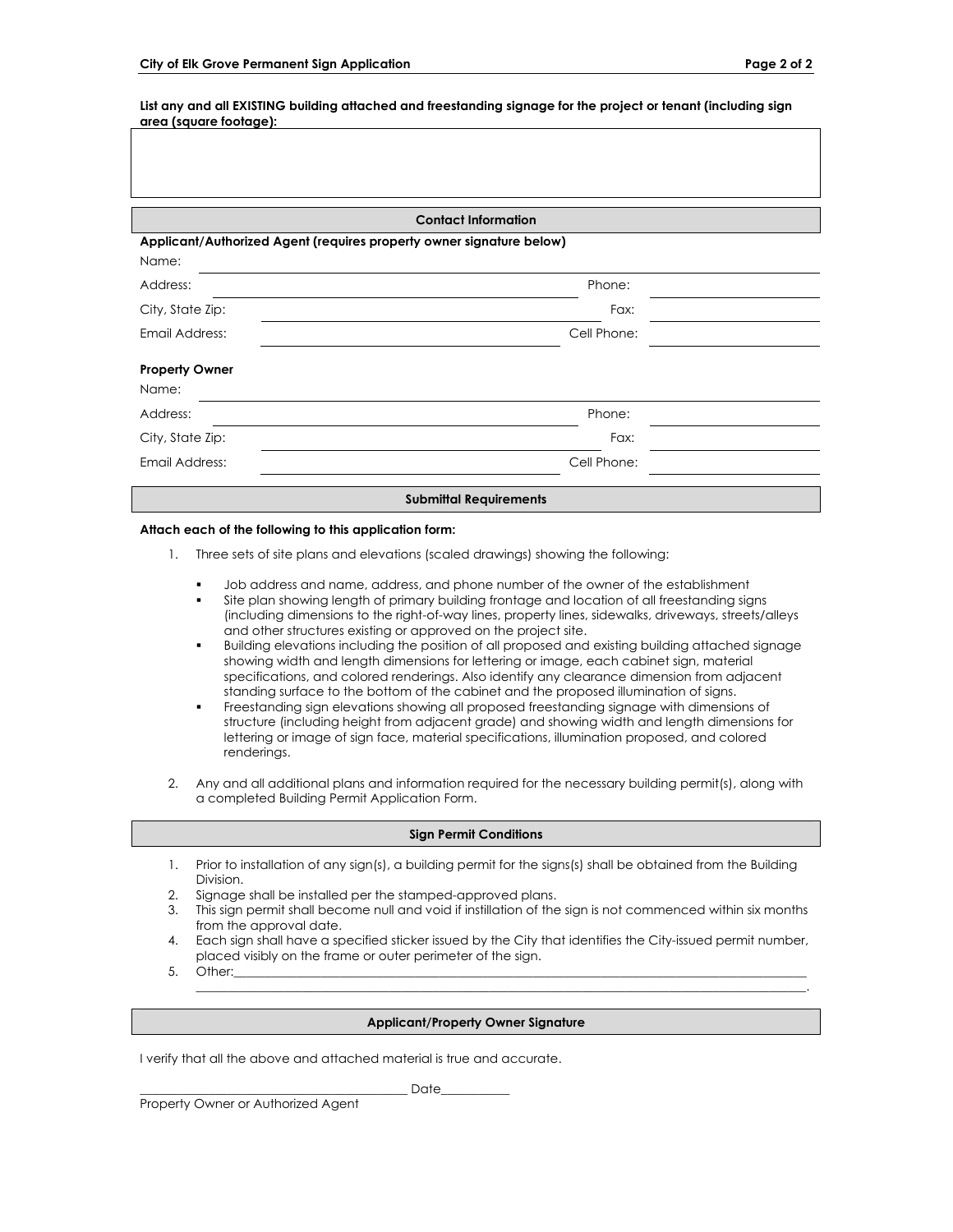**List any and all EXISTING building attached and freestanding signage for the project or tenant (including sign area (square footage):**

## Contact Information

**Applicant/Authorized Agent (requires property owner signature below)**

Name: \_\_\_\_\_\_\_\_\_\_\_\_\_\_\_\_\_\_\_\_\_\_\_\_\_\_\_\_\_\_\_\_\_\_\_\_\_\_\_\_

Address: \_\_\_\_\_\_\_\_\_\_\_\_\_\_\_\_\_\_\_\_\_\_\_\_ Phone: \_\_\_\_\_\_\_\_\_\_\_\_

City, State Zip: \_\_\_\_\_\_\_\_\_\_\_\_\_\_\_\_\_\_\_\_ Fax: \_\_\_\_\_\_\_\_\_\_\_\_

Email Address: \_\_\_\_\_\_\_\_\_\_\_\_\_\_\_\_\_\_\_\_ Cell Phone: \_\_\_\_\_\_\_\_\_\_\_\_

**Property Owner**

Name: \_\_\_\_\_\_\_\_\_\_\_\_\_\_\_\_\_\_\_\_\_\_\_\_\_\_\_\_\_\_\_\_\_\_\_\_\_\_\_\_

Address: \_\_\_\_\_\_\_\_\_\_\_\_\_\_\_\_\_\_\_\_\_\_\_\_ Phone: \_\_\_\_\_\_\_\_\_\_\_\_

City, State Zip: \_\_\_\_\_\_\_\_\_\_\_\_\_\_\_\_\_\_\_\_ Fax: \_\_\_\_\_\_\_\_\_\_\_\_

Email Address: \_\_\_\_\_\_\_\_\_\_\_\_\_\_\_\_\_\_\_\_ Cell Phone: \_\_\_\_\_\_\_\_\_\_\_\_

## Submittal Requirements

**Attach each of the following to this application form:**

1. Three sets of site plans and elevations (scaled drawings) showing the following:
   - Job address and name, address, and phone number of the owner of the establishment
   - Site plan showing length of primary building frontage and location of all freestanding signs (including dimensions to the right-of-way lines, property lines, sidewalks, driveways, streets/alleys and other structures existing or approved on the project site.
   - Building elevations including the position of all proposed and existing building attached signage showing width and length dimensions for lettering or image, each cabinet sign, material specifications, and colored renderings. Also identify any clearance dimension from adjacent standing surface to the bottom of the cabinet and the proposed illumination of signs.
   - Freestanding sign elevations showing all proposed freestanding signage with dimensions of structure (including height from adjacent grade) and showing width and length dimensions for lettering or image of sign face, material specifications, illumination proposed, and colored renderings.
2. Any and all additional plans and information required for the necessary building permit(s), along with a completed Building Permit Application Form.

## Sign Permit Conditions

1. Prior to installation of any sign(s), a building permit for the signs(s) shall be obtained from the Building Division.
2. Signage shall be installed per the stamped-approved plans.
3. This sign permit shall become null and void if instillation of the sign is not commenced within six months from the approval date.
4. Each sign shall have a specified sticker issued by the City that identifies the City-issued permit number, placed visibly on the frame or outer perimeter of the sign.
5. Other:\_\_\_\_\_\_\_\_\_\_\_\_\_\_\_\_\_\_\_\_\_\_\_\_\_\_\_\_\_\_\_\_\_\_\_\_\_\_\_\_\_\_\_\_\_\_\_\_\_\_\_\_\_\_\_\_\_\_\_\_\_\_\_\_\_\_\_\_\_\_\_\_\_\_\_\_\_\_\_\_\_\_\_\_
\_\_\_\_\_\_\_\_\_\_\_\_\_\_\_\_\_\_\_\_\_\_\_\_\_\_\_\_\_\_\_\_\_\_\_\_\_\_\_\_\_\_\_\_\_\_\_\_\_\_\_\_\_\_\_\_\_\_\_\_\_\_\_\_\_\_\_\_\_\_\_\_\_\_\_\_\_\_\_\_\_\_\_\_\_\_\_\_\_.

## Applicant/Property Owner Signature

I verify that all the above and attached material is true and accurate.

\_\_\_\_\_\_\_\_\_\_\_\_\_\_\_\_\_\_\_\_\_\_\_\_\_\_\_\_\_\_\_\_\_\_\_\_\_\_\_\_ Date\_\_\_\_\_\_\_\_\_\_\_

Property Owner or Authorized Agent